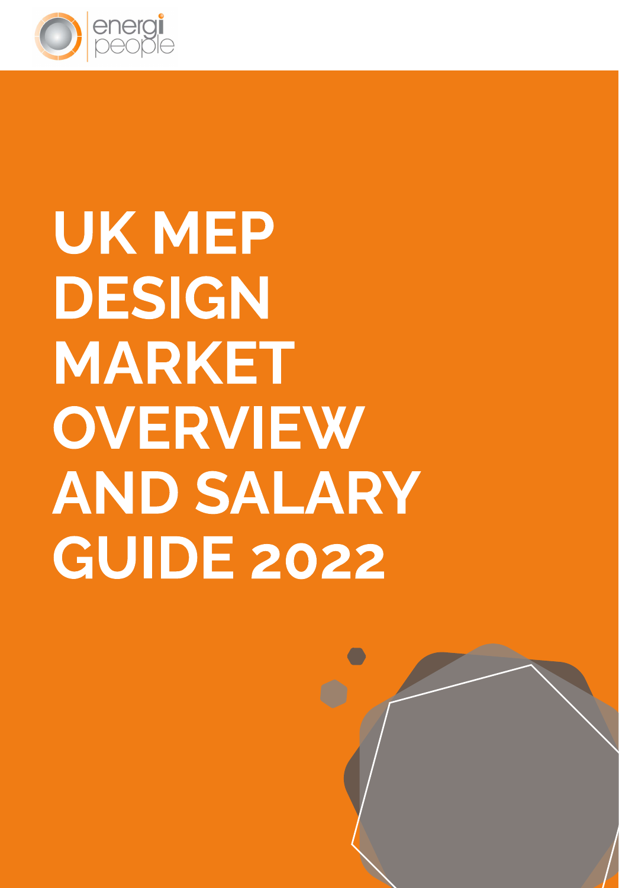energi people

# UK MEP DESIGN MARKET OVERVIEW AND SALARY GUIDE 2022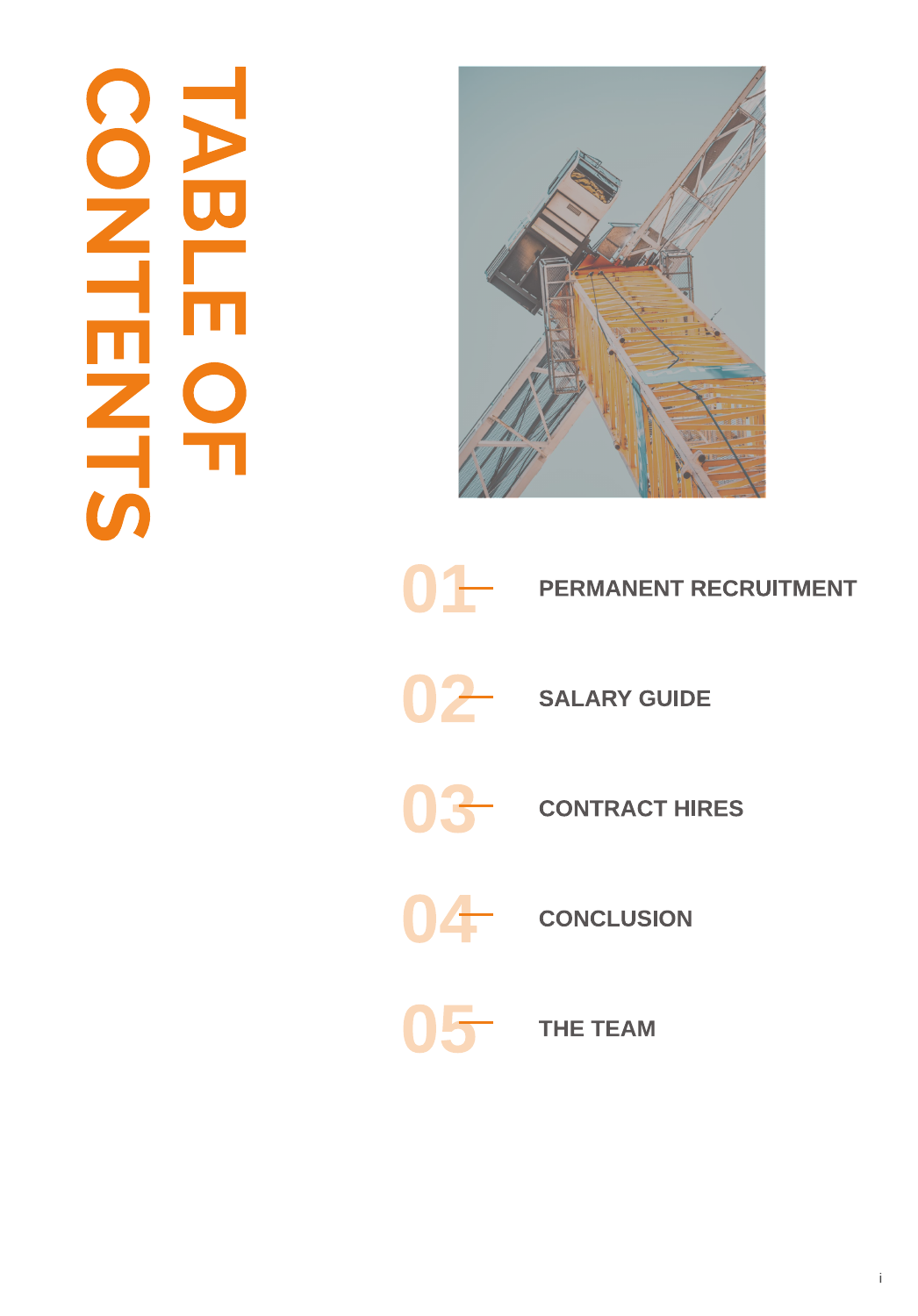# TABLE OF CONTENTS

01 PERMANENT RECRUITMENT

02 SALARY GUIDE

03 CONTRACT HIRES

04 CONCLUSION

05 THE TEAM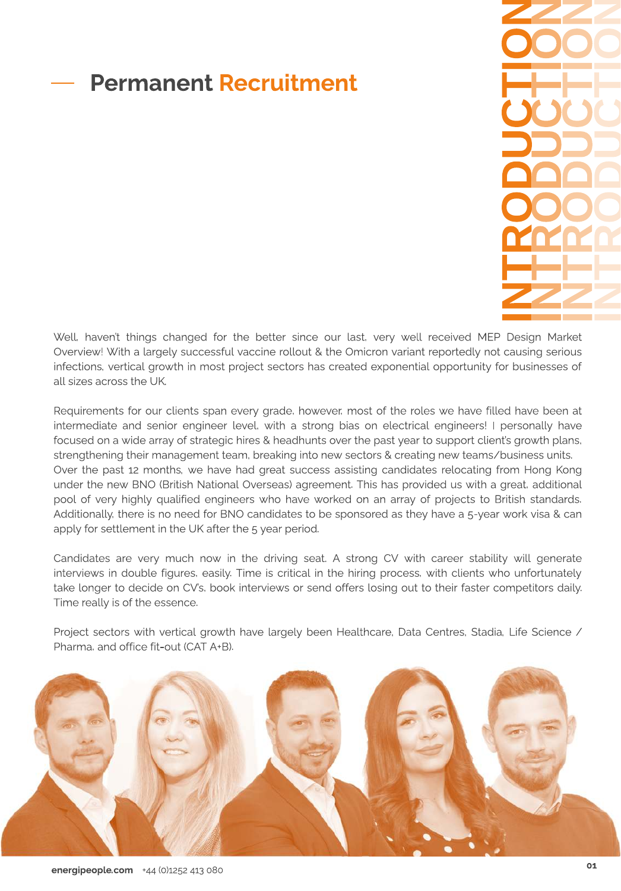## Permanent Recruitment

INTRODUCTION

Well, haven't things changed for the better since our last, very well received MEP Design Market Overview! With a largely successful vaccine rollout & the Omicron variant reportedly not causing serious infections, vertical growth in most project sectors has created exponential opportunity for businesses of all sizes across the UK.

Requirements for our clients span every grade, however, most of the roles we have filled have been at intermediate and senior engineer level, with a strong bias on electrical engineers! I personally have focused on a wide array of strategic hires & headhunts over the past year to support client's growth plans, strengthening their management team, breaking into new sectors & creating new teams/business units. Over the past 12 months, we have had great success assisting candidates relocating from Hong Kong under the new BNO (British National Overseas) agreement. This has provided us with a great, additional pool of very highly qualified engineers who have worked on an array of projects to British standards. Additionally, there is no need for BNO candidates to be sponsored as they have a 5-year work visa & can apply for settlement in the UK after the 5 year period.

Candidates are very much now in the driving seat. A strong CV with career stability will generate interviews in double figures, easily. Time is critical in the hiring process, with clients who unfortunately take longer to decide on CV's, book interviews or send offers losing out to their faster competitors daily. Time really is of the essence.

Project sectors with vertical growth have largely been Healthcare, Data Centres, Stadia, Life Science / Pharma, and office fit-out (CAT A+B).

**energipeople.com** +44 (0)1252 413 080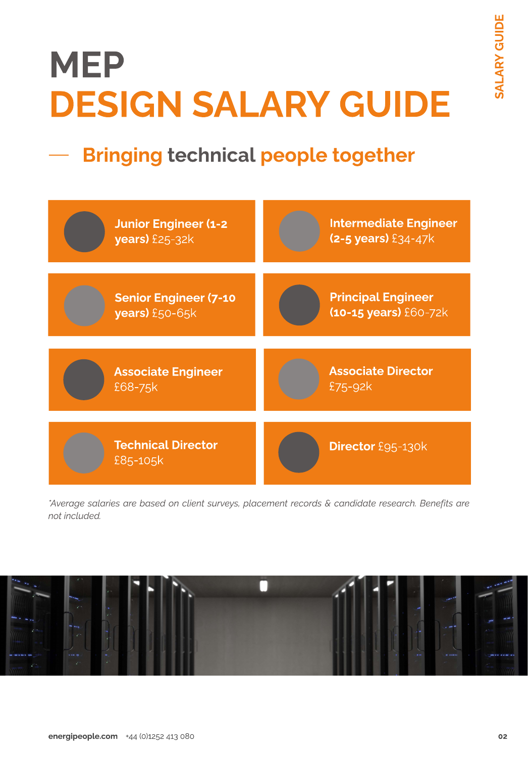# MEP DESIGN SALARY GUIDE

## — Bringing technical people together

- **Junior Engineer (1-2 years)** £25-32k
- **Intermediate Engineer (2-5 years)** £34-47k
- **Senior Engineer (7-10 years)** £50-65k
- **Principal Engineer (10-15 years)** £60-72k
- **Associate Engineer** £68-75k
- **Associate Director** £75-92k
- **Technical Director** £85-105k
- **Director** £95-130k

*\*Average salaries are based on client surveys, placement records & candidate research. Benefits are not included.*

**energipeople.com** +44 (0)1252 413 080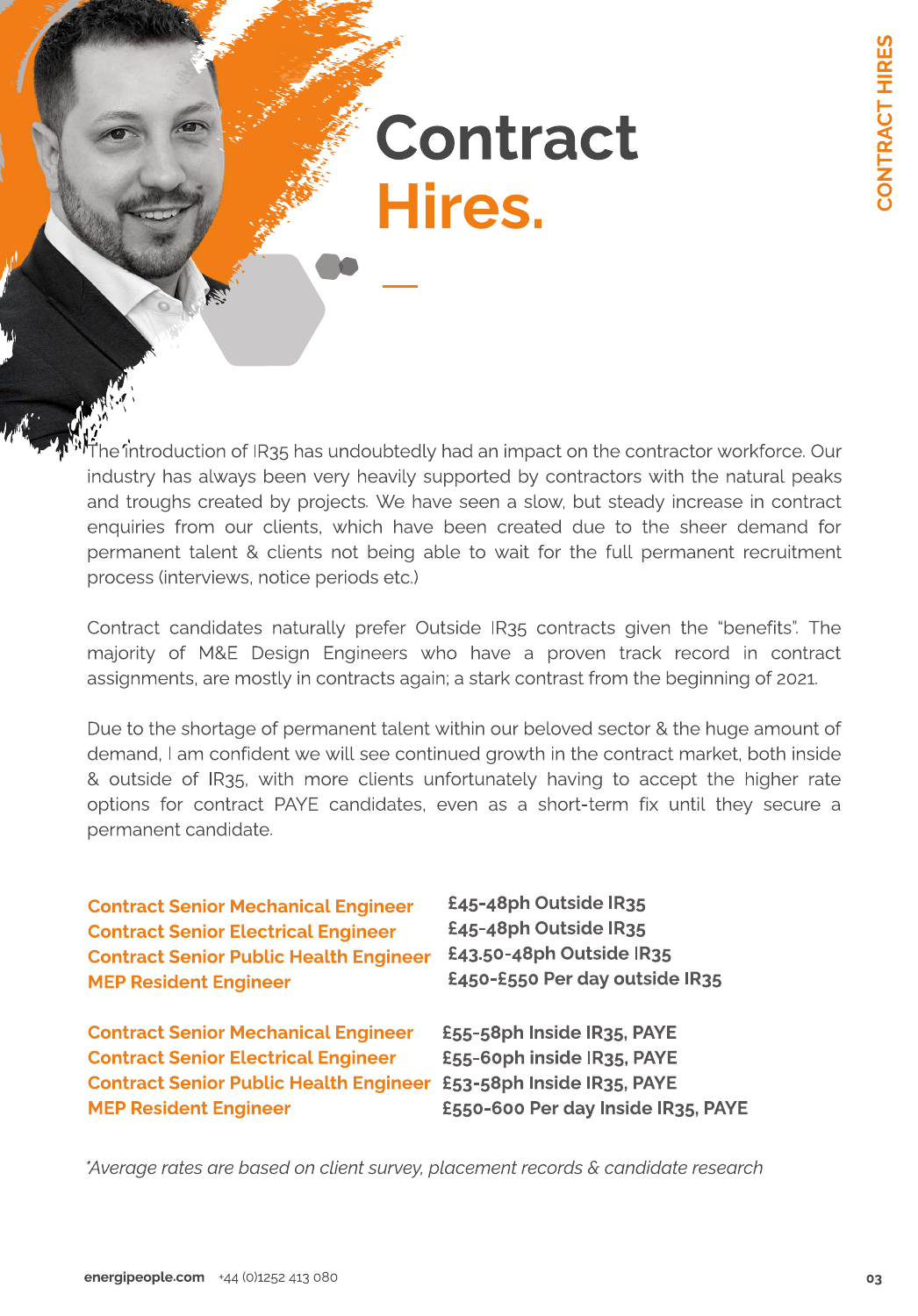# Contract Hires.

The introduction of IR35 has undoubtedly had an impact on the contractor workforce. Our industry has always been very heavily supported by contractors with the natural peaks and troughs created by projects. We have seen a slow, but steady increase in contract enquiries from our clients, which have been created due to the sheer demand for permanent talent & clients not being able to wait for the full permanent recruitment process (interviews, notice periods etc.)

Contract candidates naturally prefer Outside IR35 contracts given the "benefits". The majority of M&E Design Engineers who have a proven track record in contract assignments, are mostly in contracts again; a stark contrast from the beginning of 2021.

Due to the shortage of permanent talent within our beloved sector & the huge amount of demand, I am confident we will see continued growth in the contract market, both inside & outside of IR35, with more clients unfortunately having to accept the higher rate options for contract PAYE candidates, even as a short-term fix until they secure a permanent candidate.

| | |
|---|---|
| Contract Senior Mechanical Engineer | £45-48ph Outside IR35 |
| Contract Senior Electrical Engineer | £45-48ph Outside IR35 |
| Contract Senior Public Health Engineer | £43.50-48ph Outside IR35 |
| MEP Resident Engineer | £450-£550 Per day outside IR35 |

| | |
|---|---|
| Contract Senior Mechanical Engineer | £55-58ph Inside IR35, PAYE |
| Contract Senior Electrical Engineer | £55-60ph inside IR35, PAYE |
| Contract Senior Public Health Engineer | £53-58ph Inside IR35, PAYE |
| MEP Resident Engineer | £550-600 Per day Inside IR35, PAYE |

*\*Average rates are based on client survey, placement records & candidate research*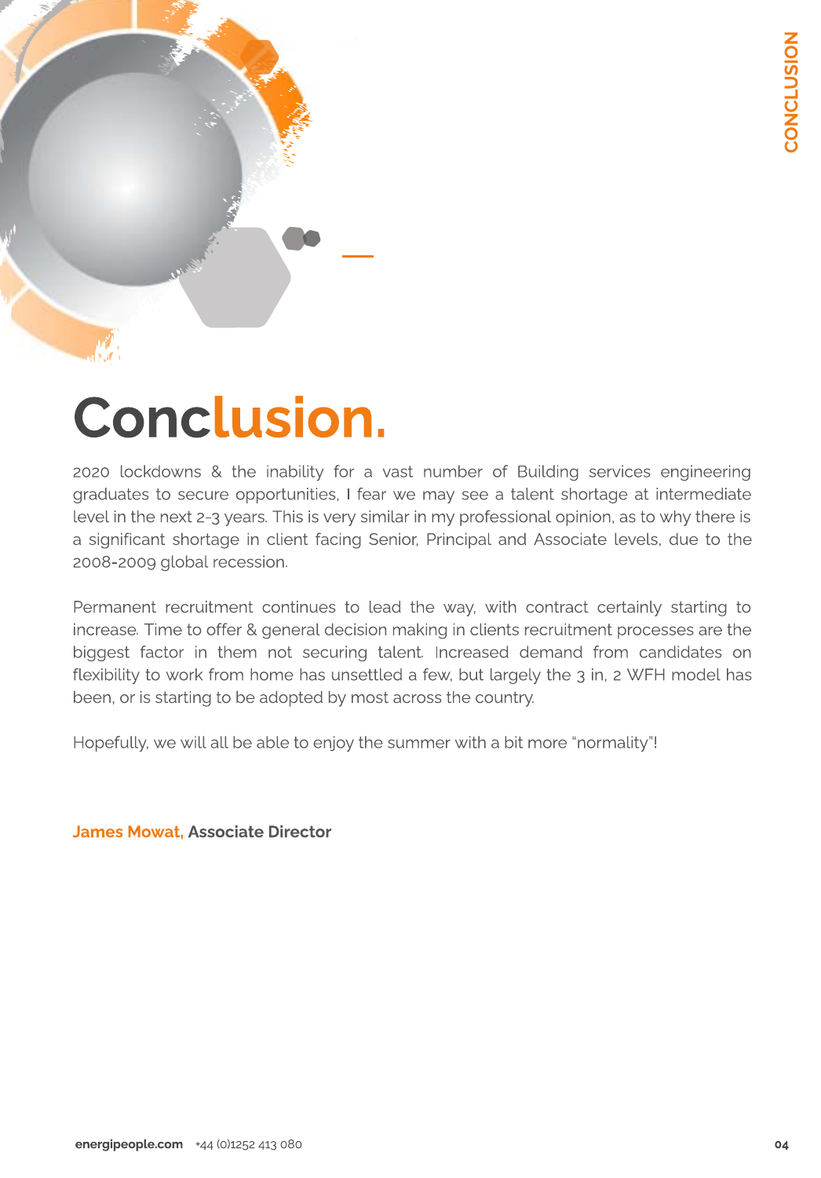# Conclusion.

2020 lockdowns & the inability for a vast number of Building services engineering graduates to secure opportunities, I fear we may see a talent shortage at intermediate level in the next 2-3 years. This is very similar in my professional opinion, as to why there is a significant shortage in client facing Senior, Principal and Associate levels, due to the 2008-2009 global recession.

Permanent recruitment continues to lead the way, with contract certainly starting to increase. Time to offer & general decision making in clients recruitment processes are the biggest factor in them not securing talent. Increased demand from candidates on flexibility to work from home has unsettled a few, but largely the 3 in, 2 WFH model has been, or is starting to be adopted by most across the country.

Hopefully, we will all be able to enjoy the summer with a bit more "normality"!

**James Mowat, Associate Director**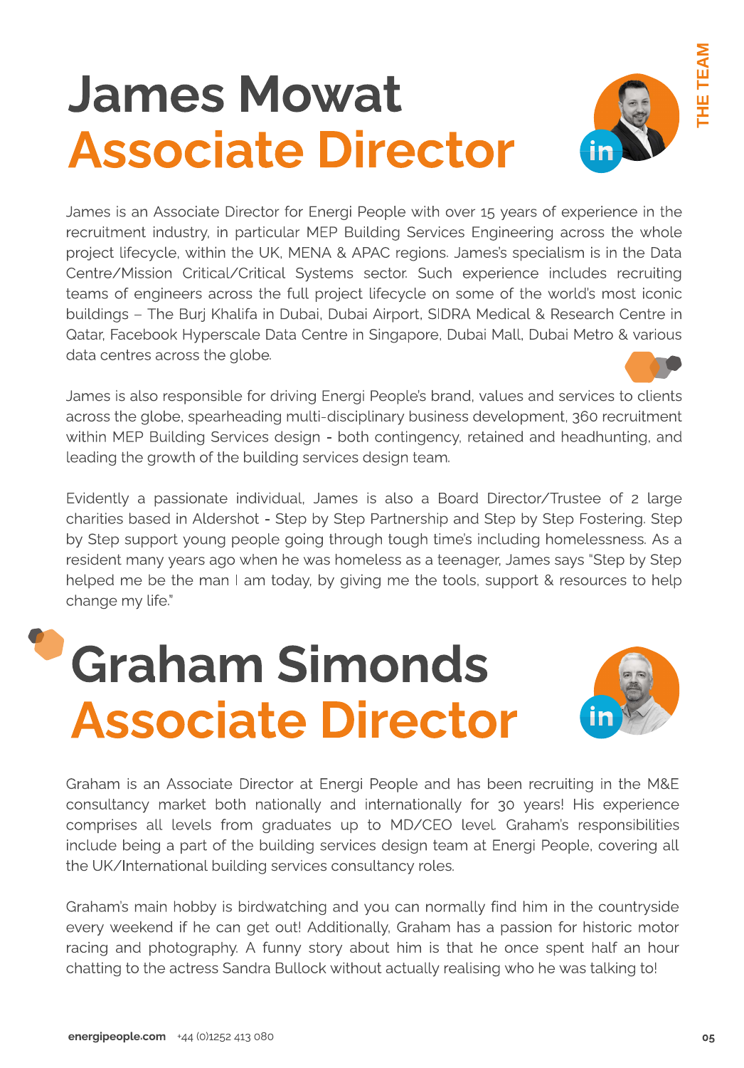# James Mowat
## Associate Director

James is an Associate Director for Energi People with over 15 years of experience in the recruitment industry, in particular MEP Building Services Engineering across the whole project lifecycle, within the UK, MENA & APAC regions. James's specialism is in the Data Centre/Mission Critical/Critical Systems sector. Such experience includes recruiting teams of engineers across the full project lifecycle on some of the world's most iconic buildings – The Burj Khalifa in Dubai, Dubai Airport, SIDRA Medical & Research Centre in Qatar, Facebook Hyperscale Data Centre in Singapore, Dubai Mall, Dubai Metro & various data centres across the globe.

James is also responsible for driving Energi People's brand, values and services to clients across the globe, spearheading multi-disciplinary business development, 360 recruitment within MEP Building Services design - both contingency, retained and headhunting, and leading the growth of the building services design team.

Evidently a passionate individual, James is also a Board Director/Trustee of 2 large charities based in Aldershot - Step by Step Partnership and Step by Step Fostering. Step by Step support young people going through tough time's including homelessness. As a resident many years ago when he was homeless as a teenager, James says "Step by Step helped me be the man I am today, by giving me the tools, support & resources to help change my life."

# Graham Simonds
## Associate Director

Graham is an Associate Director at Energi People and has been recruiting in the M&E consultancy market both nationally and internationally for 30 years! His experience comprises all levels from graduates up to MD/CEO level. Graham's responsibilities include being a part of the building services design team at Energi People, covering all the UK/International building services consultancy roles.

Graham's main hobby is birdwatching and you can normally find him in the countryside every weekend if he can get out! Additionally, Graham has a passion for historic motor racing and photography. A funny story about him is that he once spent half an hour chatting to the actress Sandra Bullock without actually realising who he was talking to!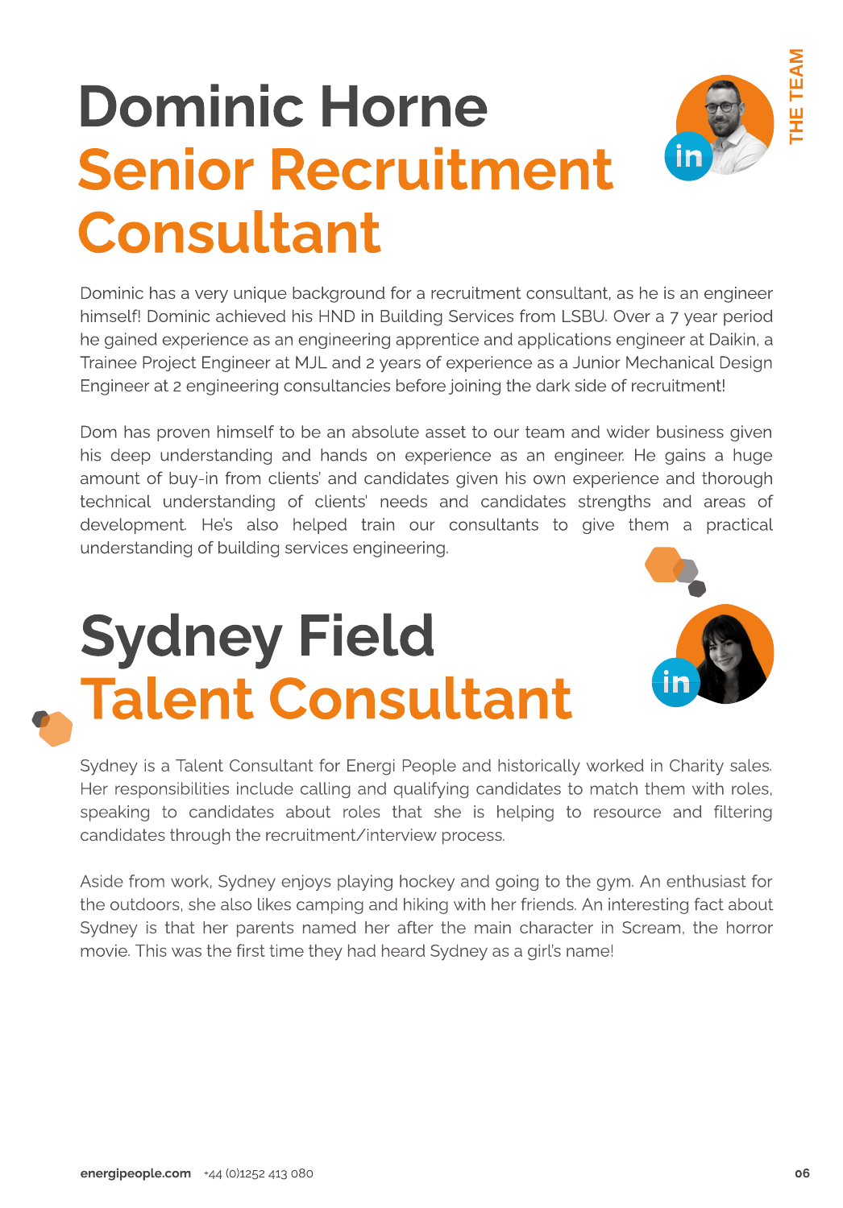# Dominic Horne
## Senior Recruitment Consultant

Dominic has a very unique background for a recruitment consultant, as he is an engineer himself! Dominic achieved his HND in Building Services from LSBU. Over a 7 year period he gained experience as an engineering apprentice and applications engineer at Daikin, a Trainee Project Engineer at MJL and 2 years of experience as a Junior Mechanical Design Engineer at 2 engineering consultancies before joining the dark side of recruitment!

Dom has proven himself to be an absolute asset to our team and wider business given his deep understanding and hands on experience as an engineer. He gains a huge amount of buy-in from clients' and candidates given his own experience and thorough technical understanding of clients' needs and candidates strengths and areas of development. He's also helped train our consultants to give them a practical understanding of building services engineering.

# Sydney Field
## Talent Consultant

Sydney is a Talent Consultant for Energi People and historically worked in Charity sales. Her responsibilities include calling and qualifying candidates to match them with roles, speaking to candidates about roles that she is helping to resource and filtering candidates through the recruitment/interview process.

Aside from work, Sydney enjoys playing hockey and going to the gym. An enthusiast for the outdoors, she also likes camping and hiking with her friends. An interesting fact about Sydney is that her parents named her after the main character in Scream, the horror movie. This was the first time they had heard Sydney as a girl's name!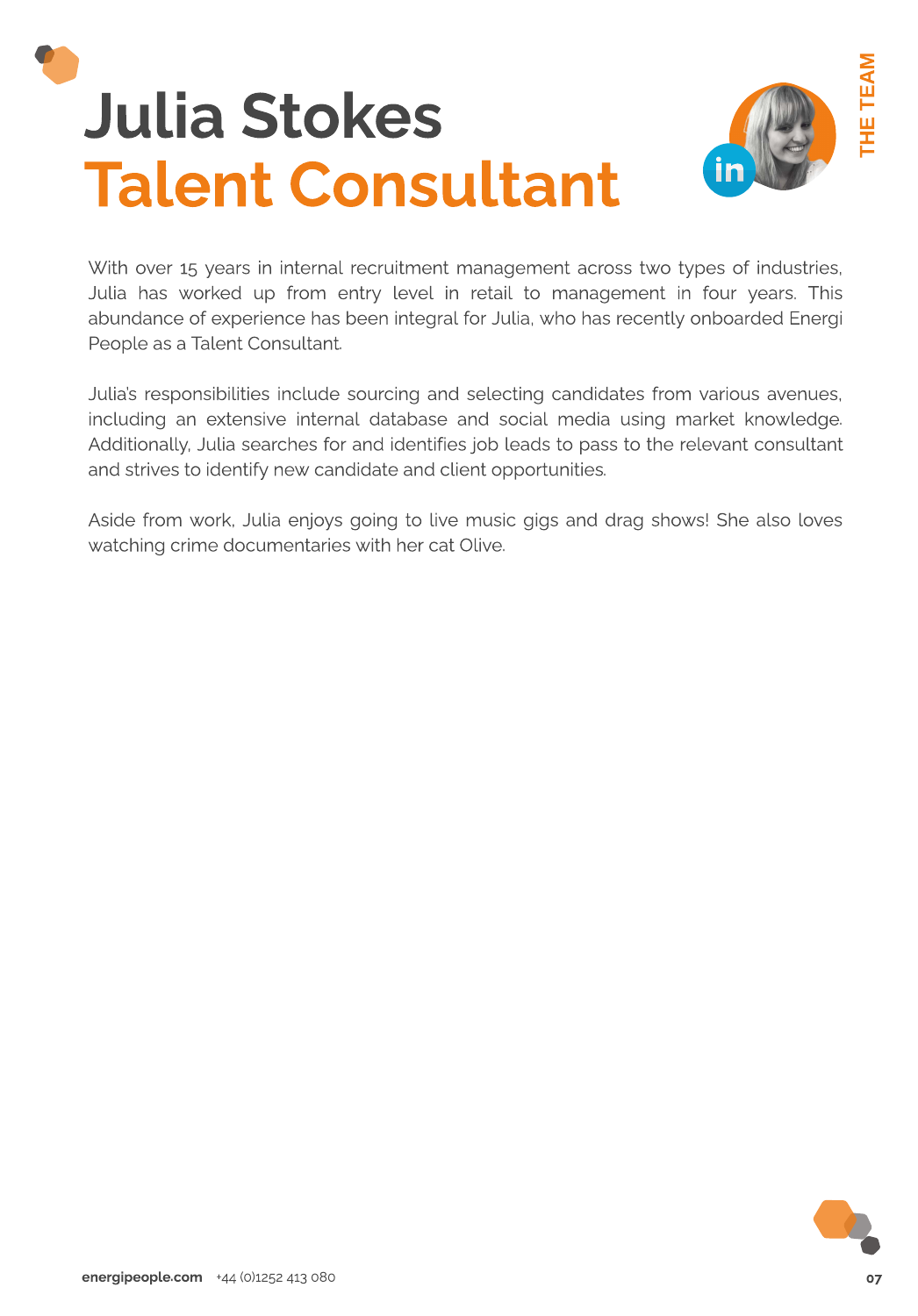# Julia Stokes
## Talent Consultant

THE TEAM

With over 15 years in internal recruitment management across two types of industries, Julia has worked up from entry level in retail to management in four years. This abundance of experience has been integral for Julia, who has recently onboarded Energi People as a Talent Consultant.

Julia's responsibilities include sourcing and selecting candidates from various avenues, including an extensive internal database and social media using market knowledge. Additionally, Julia searches for and identifies job leads to pass to the relevant consultant and strives to identify new candidate and client opportunities.

Aside from work, Julia enjoys going to live music gigs and drag shows! She also loves watching crime documentaries with her cat Olive.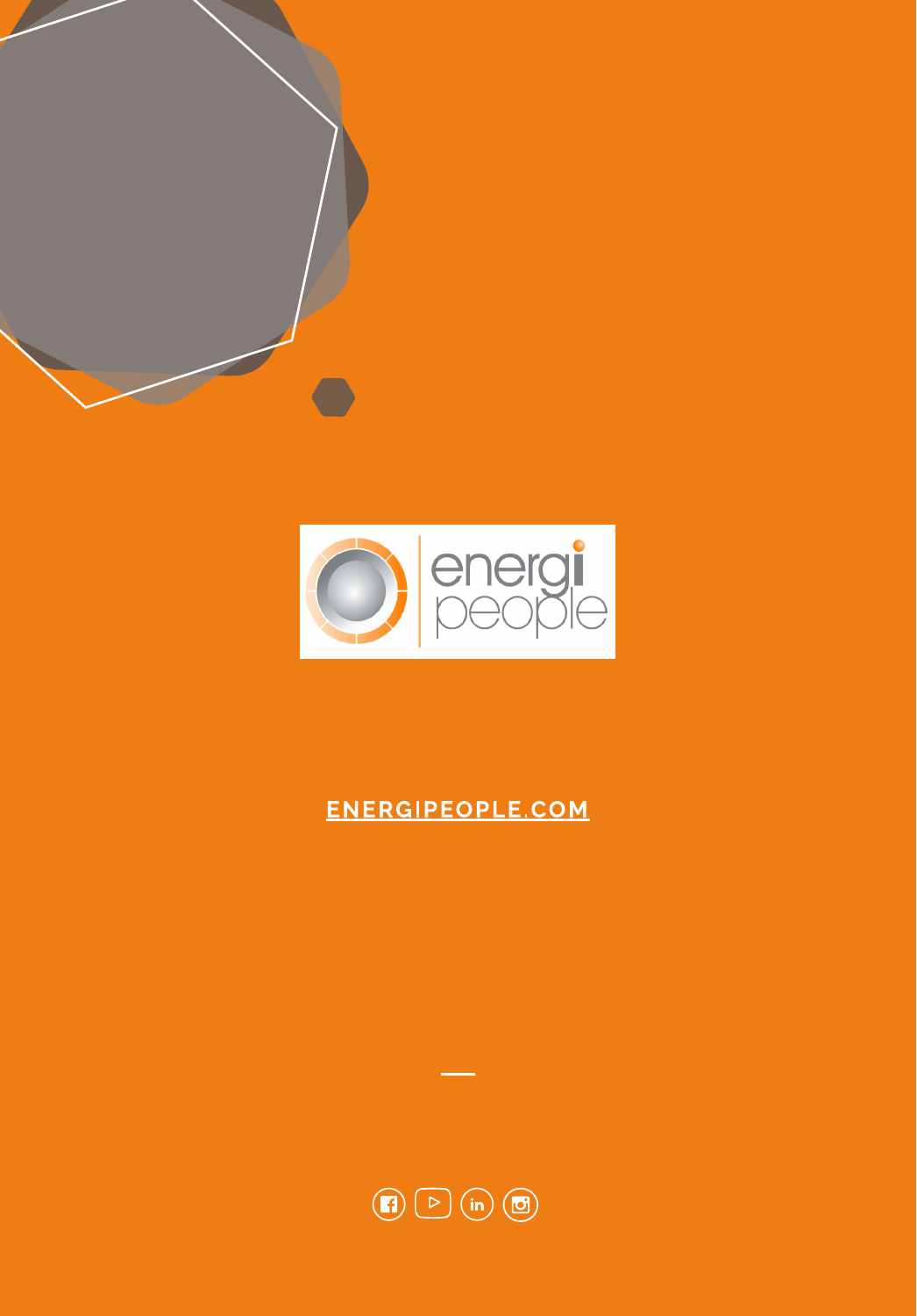ENERGIPEOPLE.COM